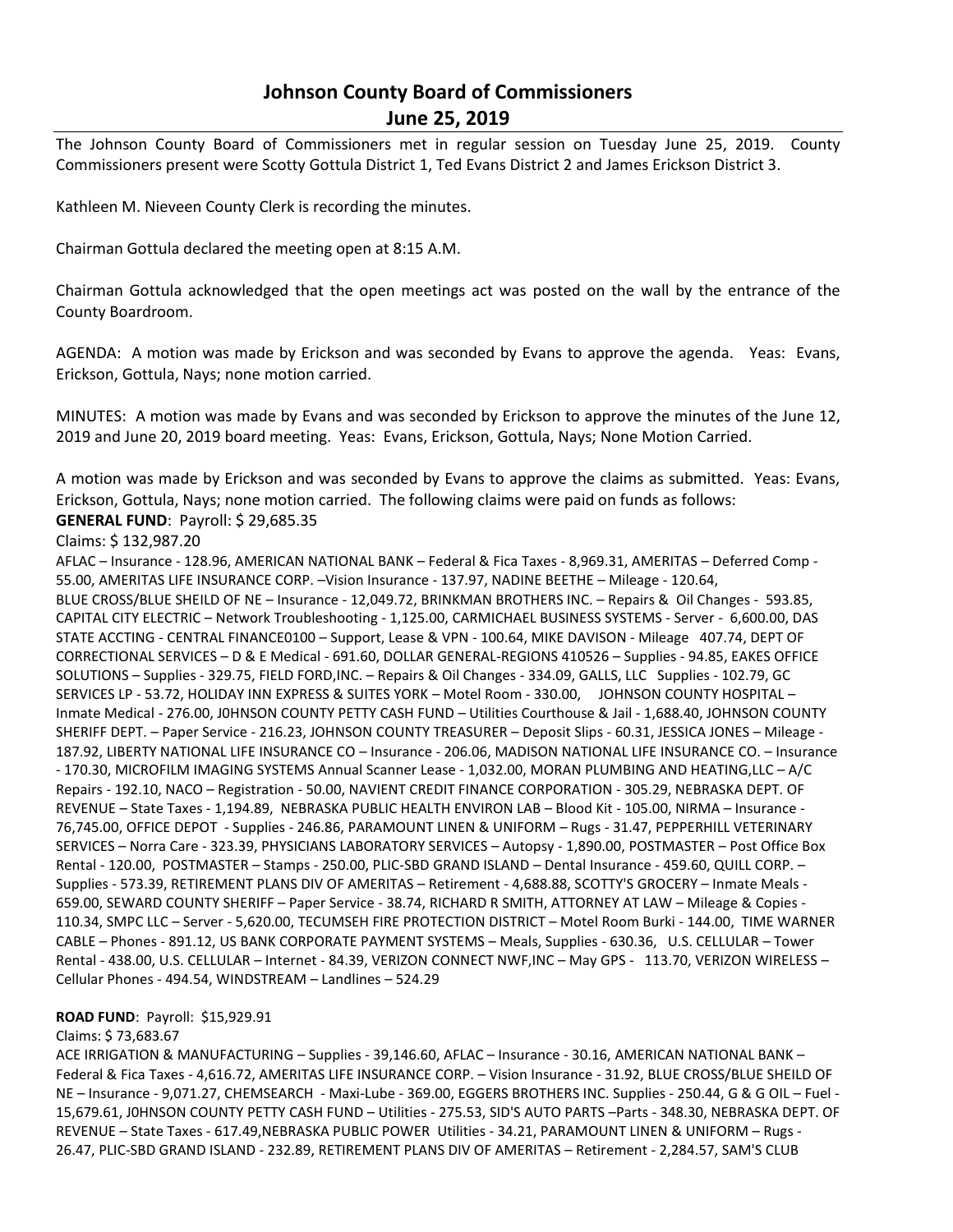# Johnson County Board of Commissioners
## June 25, 2019

The Johnson County Board of Commissioners met in regular session on Tuesday June 25, 2019. County Commissioners present were Scotty Gottula District 1, Ted Evans District 2 and James Erickson District 3.

Kathleen M. Nieveen County Clerk is recording the minutes.

Chairman Gottula declared the meeting open at 8:15 A.M.

Chairman Gottula acknowledged that the open meetings act was posted on the wall by the entrance of the County Boardroom.

AGENDA: A motion was made by Erickson and was seconded by Evans to approve the agenda. Yeas: Evans, Erickson, Gottula, Nays; none motion carried.

MINUTES: A motion was made by Evans and was seconded by Erickson to approve the minutes of the June 12, 2019 and June 20, 2019 board meeting. Yeas: Evans, Erickson, Gottula, Nays; None Motion Carried.

A motion was made by Erickson and was seconded by Evans to approve the claims as submitted. Yeas: Evans, Erickson, Gottula, Nays; none motion carried. The following claims were paid on funds as follows:

**GENERAL FUND**: Payroll: $ 29,685.35

Claims: $ 132,987.20

AFLAC – Insurance - 128.96, AMERICAN NATIONAL BANK – Federal & Fica Taxes - 8,969.31, AMERITAS – Deferred Comp - 55.00, AMERITAS LIFE INSURANCE CORP. –Vision Insurance - 137.97, NADINE BEETHE – Mileage - 120.64, BLUE CROSS/BLUE SHEILD OF NE – Insurance - 12,049.72, BRINKMAN BROTHERS INC. – Repairs & Oil Changes - 593.85, CAPITAL CITY ELECTRIC – Network Troubleshooting - 1,125.00, CARMICHAEL BUSINESS SYSTEMS - Server - 6,600.00, DAS STATE ACCTING - CENTRAL FINANCE0100 – Support, Lease & VPN - 100.64, MIKE DAVISON - Mileage 407.74, DEPT OF CORRECTIONAL SERVICES – D & E Medical - 691.60, DOLLAR GENERAL-REGIONS 410526 – Supplies - 94.85, EAKES OFFICE SOLUTIONS – Supplies - 329.75, FIELD FORD,INC. – Repairs & Oil Changes - 334.09, GALLS, LLC Supplies - 102.79, GC SERVICES LP - 53.72, HOLIDAY INN EXPRESS & SUITES YORK – Motel Room - 330.00, JOHNSON COUNTY HOSPITAL – Inmate Medical - 276.00, J0HNSON COUNTY PETTY CASH FUND – Utilities Courthouse & Jail - 1,688.40, JOHNSON COUNTY SHERIFF DEPT. – Paper Service - 216.23, JOHNSON COUNTY TREASURER – Deposit Slips - 60.31, JESSICA JONES – Mileage - 187.92, LIBERTY NATIONAL LIFE INSURANCE CO – Insurance - 206.06, MADISON NATIONAL LIFE INSURANCE CO. – Insurance - 170.30, MICROFILM IMAGING SYSTEMS Annual Scanner Lease - 1,032.00, MORAN PLUMBING AND HEATING,LLC – A/C Repairs - 192.10, NACO – Registration - 50.00, NAVIENT CREDIT FINANCE CORPORATION - 305.29, NEBRASKA DEPT. OF REVENUE – State Taxes - 1,194.89, NEBRASKA PUBLIC HEALTH ENVIRON LAB – Blood Kit - 105.00, NIRMA – Insurance - 76,745.00, OFFICE DEPOT - Supplies - 246.86, PARAMOUNT LINEN & UNIFORM – Rugs - 31.47, PEPPERHILL VETERINARY SERVICES – Norra Care - 323.39, PHYSICIANS LABORATORY SERVICES – Autopsy - 1,890.00, POSTMASTER – Post Office Box Rental - 120.00, POSTMASTER – Stamps - 250.00, PLIC-SBD GRAND ISLAND – Dental Insurance - 459.60, QUILL CORP. – Supplies - 573.39, RETIREMENT PLANS DIV OF AMERITAS – Retirement - 4,688.88, SCOTTY'S GROCERY – Inmate Meals - 659.00, SEWARD COUNTY SHERIFF – Paper Service - 38.74, RICHARD R SMITH, ATTORNEY AT LAW – Mileage & Copies - 110.34, SMPC LLC – Server - 5,620.00, TECUMSEH FIRE PROTECTION DISTRICT – Motel Room Burki - 144.00, TIME WARNER CABLE – Phones - 891.12, US BANK CORPORATE PAYMENT SYSTEMS – Meals, Supplies - 630.36, U.S. CELLULAR – Tower Rental - 438.00, U.S. CELLULAR – Internet - 84.39, VERIZON CONNECT NWF,INC – May GPS - 113.70, VERIZON WIRELESS – Cellular Phones - 494.54, WINDSTREAM – Landlines – 524.29

**ROAD FUND**: Payroll: $15,929.91

Claims: $ 73,683.67

ACE IRRIGATION & MANUFACTURING – Supplies - 39,146.60, AFLAC – Insurance - 30.16, AMERICAN NATIONAL BANK – Federal & Fica Taxes - 4,616.72, AMERITAS LIFE INSURANCE CORP. – Vision Insurance - 31.92, BLUE CROSS/BLUE SHEILD OF NE – Insurance - 9,071.27, CHEMSEARCH - Maxi-Lube - 369.00, EGGERS BROTHERS INC. Supplies - 250.44, G & G OIL – Fuel - 15,679.61, J0HNSON COUNTY PETTY CASH FUND – Utilities - 275.53, SID'S AUTO PARTS –Parts - 348.30, NEBRASKA DEPT. OF REVENUE – State Taxes - 617.49,NEBRASKA PUBLIC POWER Utilities - 34.21, PARAMOUNT LINEN & UNIFORM – Rugs - 26.47, PLIC-SBD GRAND ISLAND - 232.89, RETIREMENT PLANS DIV OF AMERITAS – Retirement - 2,284.57, SAM'S CLUB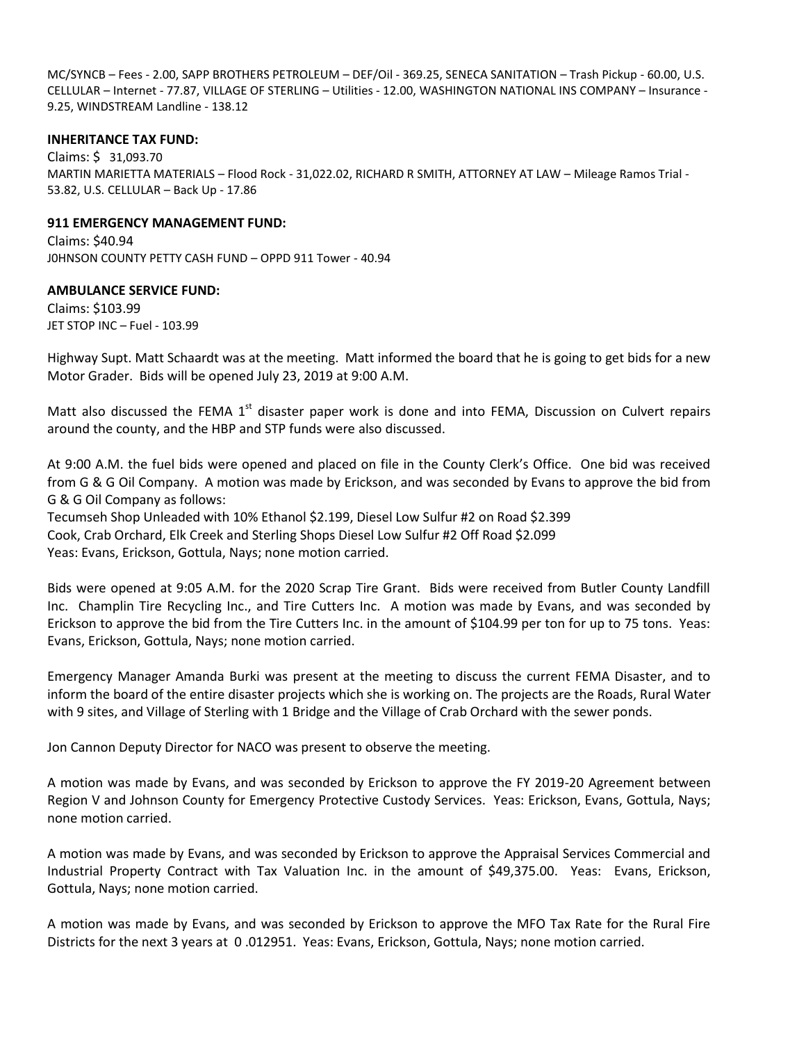MC/SYNCB – Fees - 2.00, SAPP BROTHERS PETROLEUM – DEF/Oil - 369.25, SENECA SANITATION – Trash Pickup - 60.00, U.S. CELLULAR – Internet - 77.87, VILLAGE OF STERLING – Utilities - 12.00, WASHINGTON NATIONAL INS COMPANY – Insurance - 9.25, WINDSTREAM Landline - 138.12

**INHERITANCE TAX FUND:**

Claims: $ 31,093.70

MARTIN MARIETTA MATERIALS – Flood Rock - 31,022.02, RICHARD R SMITH, ATTORNEY AT LAW – Mileage Ramos Trial - 53.82, U.S. CELLULAR – Back Up - 17.86

**911 EMERGENCY MANAGEMENT FUND:**

Claims: $40.94

J0HNSON COUNTY PETTY CASH FUND – OPPD 911 Tower - 40.94

**AMBULANCE SERVICE FUND:**

Claims: $103.99

JET STOP INC – Fuel - 103.99

Highway Supt. Matt Schaardt was at the meeting. Matt informed the board that he is going to get bids for a new Motor Grader. Bids will be opened July 23, 2019 at 9:00 A.M.

Matt also discussed the FEMA 1st disaster paper work is done and into FEMA, Discussion on Culvert repairs around the county, and the HBP and STP funds were also discussed.

At 9:00 A.M. the fuel bids were opened and placed on file in the County Clerk's Office. One bid was received from G & G Oil Company. A motion was made by Erickson, and was seconded by Evans to approve the bid from G & G Oil Company as follows:

Tecumseh Shop Unleaded with 10% Ethanol $2.199, Diesel Low Sulfur #2 on Road $2.399

Cook, Crab Orchard, Elk Creek and Sterling Shops Diesel Low Sulfur #2 Off Road $2.099

Yeas: Evans, Erickson, Gottula, Nays; none motion carried.

Bids were opened at 9:05 A.M. for the 2020 Scrap Tire Grant. Bids were received from Butler County Landfill Inc. Champlin Tire Recycling Inc., and Tire Cutters Inc. A motion was made by Evans, and was seconded by Erickson to approve the bid from the Tire Cutters Inc. in the amount of $104.99 per ton for up to 75 tons. Yeas: Evans, Erickson, Gottula, Nays; none motion carried.

Emergency Manager Amanda Burki was present at the meeting to discuss the current FEMA Disaster, and to inform the board of the entire disaster projects which she is working on. The projects are the Roads, Rural Water with 9 sites, and Village of Sterling with 1 Bridge and the Village of Crab Orchard with the sewer ponds.

Jon Cannon Deputy Director for NACO was present to observe the meeting.

A motion was made by Evans, and was seconded by Erickson to approve the FY 2019-20 Agreement between Region V and Johnson County for Emergency Protective Custody Services. Yeas: Erickson, Evans, Gottula, Nays; none motion carried.

A motion was made by Evans, and was seconded by Erickson to approve the Appraisal Services Commercial and Industrial Property Contract with Tax Valuation Inc. in the amount of $49,375.00. Yeas: Evans, Erickson, Gottula, Nays; none motion carried.

A motion was made by Evans, and was seconded by Erickson to approve the MFO Tax Rate for the Rural Fire Districts for the next 3 years at 0 .012951. Yeas: Evans, Erickson, Gottula, Nays; none motion carried.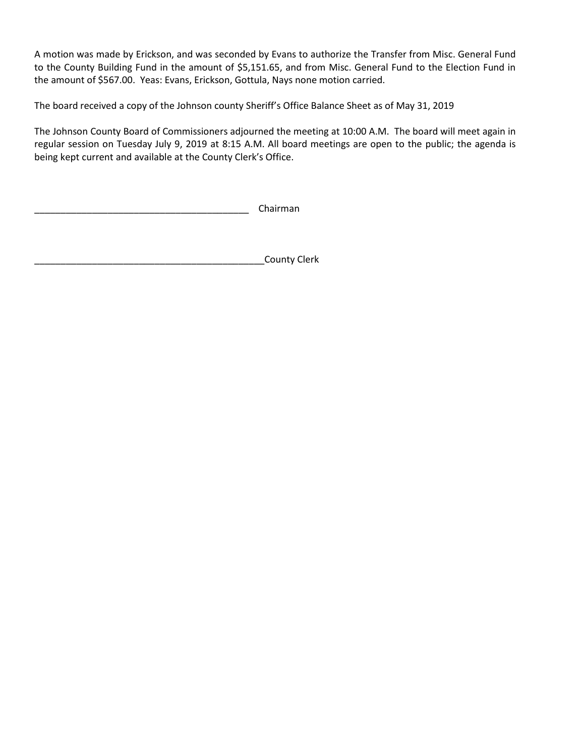A motion was made by Erickson, and was seconded by Evans to authorize the Transfer from Misc. General Fund to the County Building Fund in the amount of $5,151.65, and from Misc. General Fund to the Election Fund in the amount of $567.00. Yeas: Evans, Erickson, Gottula, Nays none motion carried.

The board received a copy of the Johnson county Sheriff's Office Balance Sheet as of May 31, 2019

The Johnson County Board of Commissioners adjourned the meeting at 10:00 A.M. The board will meet again in regular session on Tuesday July 9, 2019 at 8:15 A.M. All board meetings are open to the public; the agenda is being kept current and available at the County Clerk's Office.

___________________________________________ Chairman

______________________________________________County Clerk